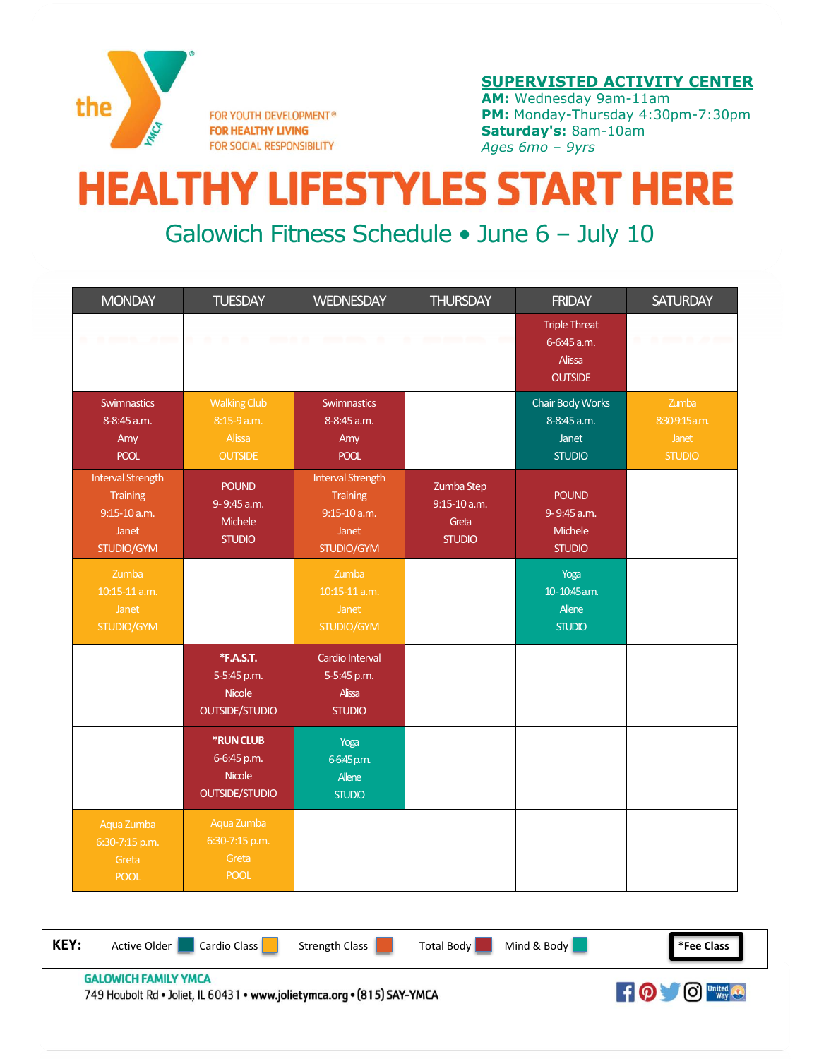the YMCA

FOR YOUTH DEVELOPMENT®
FOR HEALTHY LIVING
FOR SOCIAL RESPONSIBILITY

**SUPERVISTED ACTIVITY CENTER**
**AM:** Wednesday 9am-11am
**PM:** Monday-Thursday 4:30pm-7:30pm
**Saturday's:** 8am-10am
*Ages 6mo – 9yrs*

# HEALTHY LIFESTYLES START HERE

## Galowich Fitness Schedule • June 6 – July 10

| MONDAY | TUESDAY | WEDNESDAY | THURSDAY | FRIDAY | SATURDAY |
|---|---|---|---|---|---|
| | | | | Triple Threat 6-6:45 a.m. Alissa OUTSIDE | |
| Swimnastics 8-8:45 a.m. Amy POOL | Walking Club 8:15-9 a.m. Alissa OUTSIDE | Swimnastics 8-8:45 a.m. Amy POOL | | Chair Body Works 8-8:45 a.m. Janet STUDIO | Zumba 8:30-9:15 a.m. Janet STUDIO |
| Interval Strength Training 9:15-10 a.m. Janet STUDIO/GYM | POUND 9-9:45 a.m. Michele STUDIO | Interval Strength Training 9:15-10 a.m. Janet STUDIO/GYM | Zumba Step 9:15-10 a.m. Greta STUDIO | POUND 9-9:45 a.m. Michele STUDIO | |
| Zumba 10:15-11 a.m. Janet STUDIO/GYM | | Zumba 10:15-11 a.m. Janet STUDIO/GYM | | Yoga 10-10:45 a.m. Allene STUDIO | |
| | **\*F.A.S.T.** 5-5:45 p.m. Nicole OUTSIDE/STUDIO | Cardio Interval 5-5:45 p.m. Alissa STUDIO | | | |
| | **\*RUN CLUB** 6-6:45 p.m. Nicole OUTSIDE/STUDIO | Yoga 6-6:45 p.m. Allene STUDIO | | | |
| Aqua Zumba 6:30-7:15 p.m. Greta POOL | Aqua Zumba 6:30-7:15 p.m. Greta POOL | | | | |

**KEY:** Active Older | Cardio Class | Strength Class | Total Body | Mind & Body | **\*Fee Class**

**GALOWICH FAMILY YMCA**
749 Houbolt Rd • Joliet, IL 60431 • www.jolietymca.org • (815) SAY-YMCA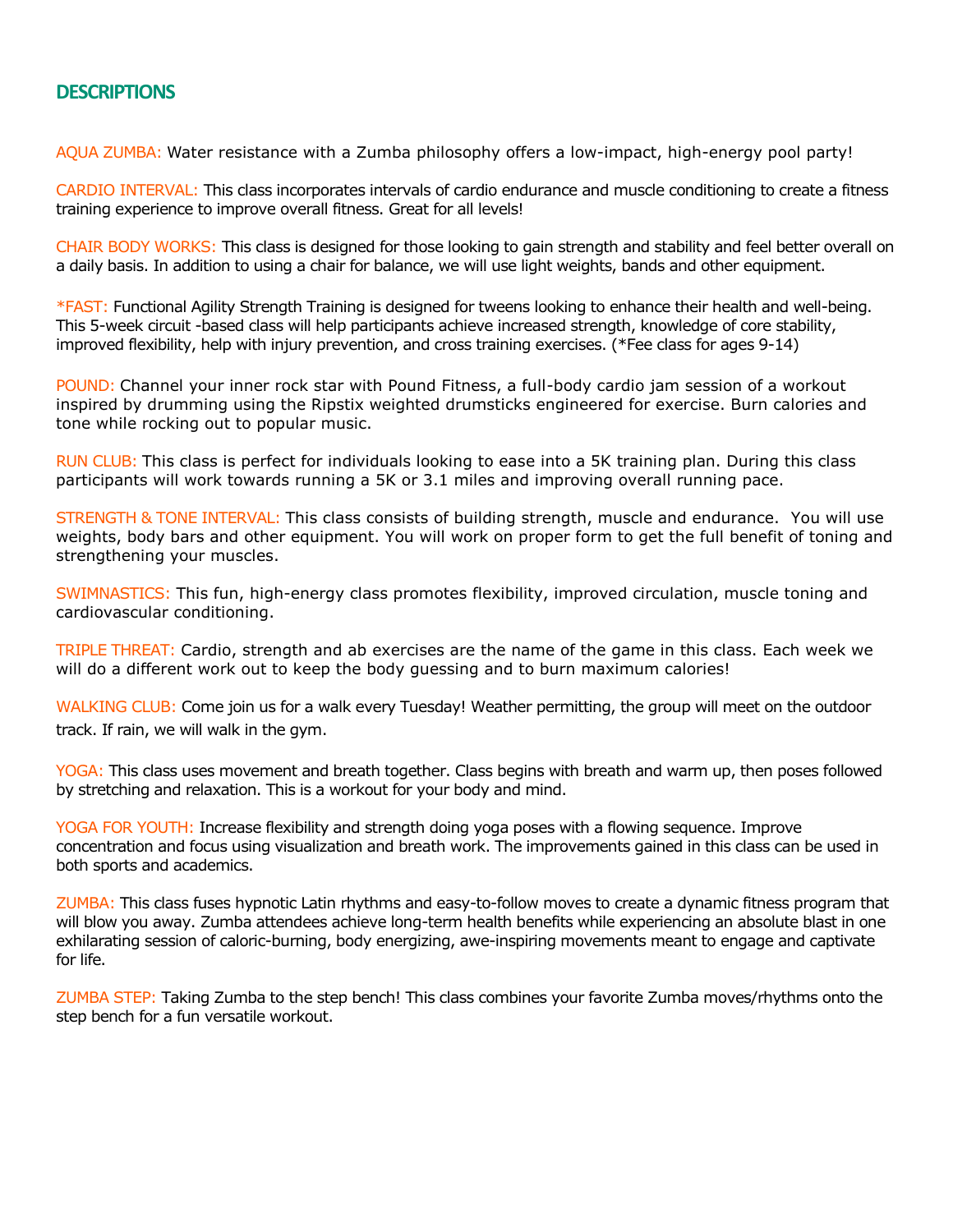## DESCRIPTIONS

AQUA ZUMBA: Water resistance with a Zumba philosophy offers a low-impact, high-energy pool party!

CARDIO INTERVAL: This class incorporates intervals of cardio endurance and muscle conditioning to create a fitness training experience to improve overall fitness. Great for all levels!

CHAIR BODY WORKS: This class is designed for those looking to gain strength and stability and feel better overall on a daily basis. In addition to using a chair for balance, we will use light weights, bands and other equipment.

*FAST: Functional Agility Strength Training is designed for tweens looking to enhance their health and well-being. This 5-week circuit -based class will help participants achieve increased strength, knowledge of core stability, improved flexibility, help with injury prevention, and cross training exercises. (*Fee class for ages 9-14)

POUND: Channel your inner rock star with Pound Fitness, a full-body cardio jam session of a workout inspired by drumming using the Ripstix weighted drumsticks engineered for exercise. Burn calories and tone while rocking out to popular music.

RUN CLUB: This class is perfect for individuals looking to ease into a 5K training plan. During this class participants will work towards running a 5K or 3.1 miles and improving overall running pace.

STRENGTH & TONE INTERVAL: This class consists of building strength, muscle and endurance. You will use weights, body bars and other equipment. You will work on proper form to get the full benefit of toning and strengthening your muscles.

SWIMNASTICS: This fun, high-energy class promotes flexibility, improved circulation, muscle toning and cardiovascular conditioning.

TRIPLE THREAT: Cardio, strength and ab exercises are the name of the game in this class. Each week we will do a different work out to keep the body guessing and to burn maximum calories!

WALKING CLUB: Come join us for a walk every Tuesday! Weather permitting, the group will meet on the outdoor track. If rain, we will walk in the gym.

YOGA: This class uses movement and breath together. Class begins with breath and warm up, then poses followed by stretching and relaxation. This is a workout for your body and mind.

YOGA FOR YOUTH: Increase flexibility and strength doing yoga poses with a flowing sequence. Improve concentration and focus using visualization and breath work. The improvements gained in this class can be used in both sports and academics.

ZUMBA: This class fuses hypnotic Latin rhythms and easy-to-follow moves to create a dynamic fitness program that will blow you away. Zumba attendees achieve long-term health benefits while experiencing an absolute blast in one exhilarating session of caloric-burning, body energizing, awe-inspiring movements meant to engage and captivate for life.

ZUMBA STEP: Taking Zumba to the step bench! This class combines your favorite Zumba moves/rhythms onto the step bench for a fun versatile workout.